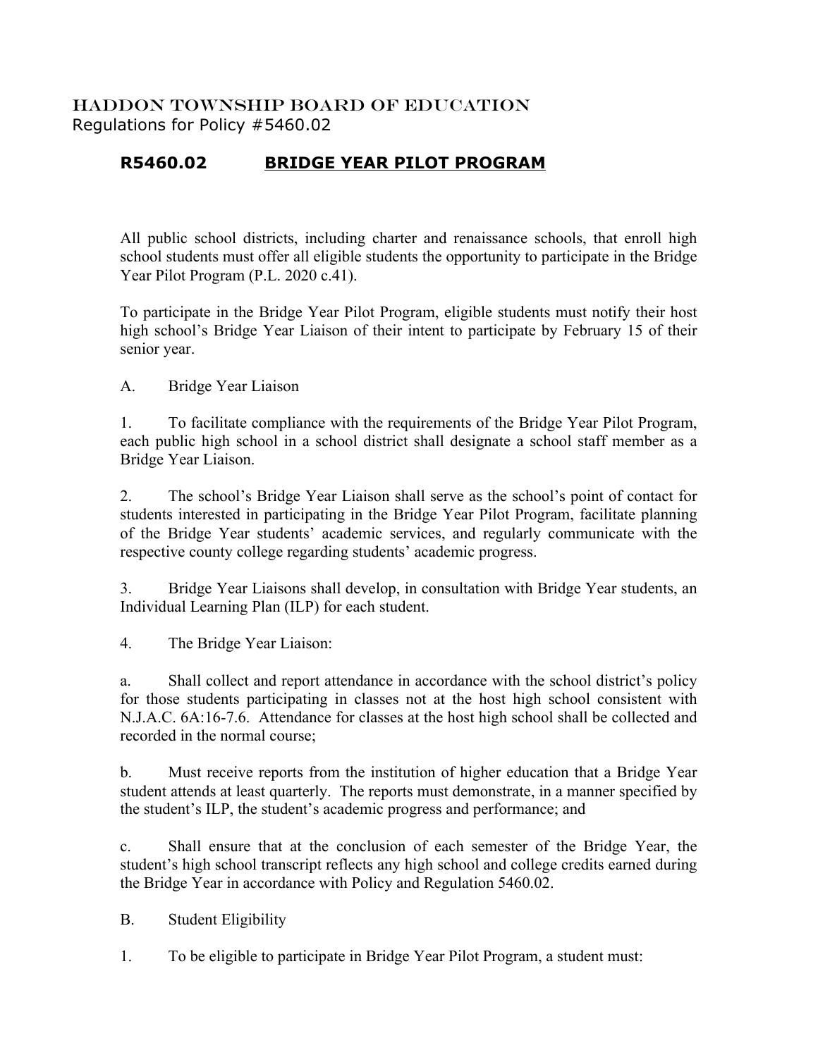HADDON TOWNSHIP BOARD OF EDUCATION
Regulations for Policy #5460.02

## R5460.02 BRIDGE YEAR PILOT PROGRAM

All public school districts, including charter and renaissance schools, that enroll high school students must offer all eligible students the opportunity to participate in the Bridge Year Pilot Program (P.L. 2020 c.41).

To participate in the Bridge Year Pilot Program, eligible students must notify their host high school's Bridge Year Liaison of their intent to participate by February 15 of their senior year.

A. Bridge Year Liaison

1. To facilitate compliance with the requirements of the Bridge Year Pilot Program, each public high school in a school district shall designate a school staff member as a Bridge Year Liaison.

2. The school's Bridge Year Liaison shall serve as the school's point of contact for students interested in participating in the Bridge Year Pilot Program, facilitate planning of the Bridge Year students' academic services, and regularly communicate with the respective county college regarding students' academic progress.

3. Bridge Year Liaisons shall develop, in consultation with Bridge Year students, an Individual Learning Plan (ILP) for each student.

4. The Bridge Year Liaison:

a. Shall collect and report attendance in accordance with the school district's policy for those students participating in classes not at the host high school consistent with N.J.A.C. 6A:16-7.6. Attendance for classes at the host high school shall be collected and recorded in the normal course;

b. Must receive reports from the institution of higher education that a Bridge Year student attends at least quarterly. The reports must demonstrate, in a manner specified by the student's ILP, the student's academic progress and performance; and

c. Shall ensure that at the conclusion of each semester of the Bridge Year, the student's high school transcript reflects any high school and college credits earned during the Bridge Year in accordance with Policy and Regulation 5460.02.

B. Student Eligibility

1. To be eligible to participate in Bridge Year Pilot Program, a student must: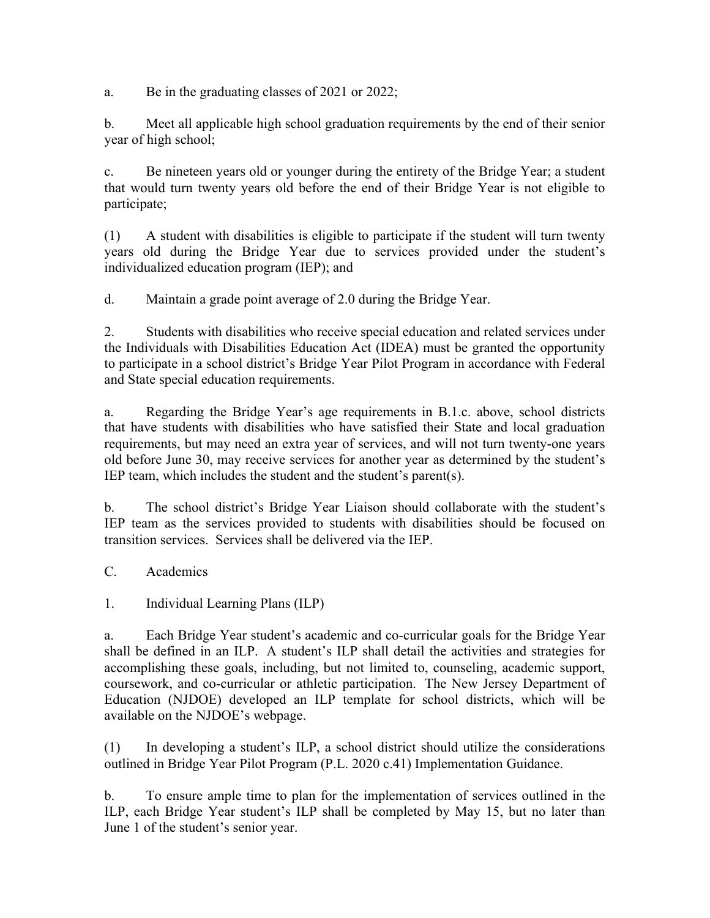a. Be in the graduating classes of 2021 or 2022;

b. Meet all applicable high school graduation requirements by the end of their senior year of high school;

c. Be nineteen years old or younger during the entirety of the Bridge Year; a student that would turn twenty years old before the end of their Bridge Year is not eligible to participate;

(1) A student with disabilities is eligible to participate if the student will turn twenty years old during the Bridge Year due to services provided under the student's individualized education program (IEP); and

d. Maintain a grade point average of 2.0 during the Bridge Year.

2. Students with disabilities who receive special education and related services under the Individuals with Disabilities Education Act (IDEA) must be granted the opportunity to participate in a school district's Bridge Year Pilot Program in accordance with Federal and State special education requirements.

a. Regarding the Bridge Year's age requirements in B.1.c. above, school districts that have students with disabilities who have satisfied their State and local graduation requirements, but may need an extra year of services, and will not turn twenty-one years old before June 30, may receive services for another year as determined by the student's IEP team, which includes the student and the student's parent(s).

b. The school district's Bridge Year Liaison should collaborate with the student's IEP team as the services provided to students with disabilities should be focused on transition services. Services shall be delivered via the IEP.

C. Academics

1. Individual Learning Plans (ILP)

a. Each Bridge Year student's academic and co-curricular goals for the Bridge Year shall be defined in an ILP. A student's ILP shall detail the activities and strategies for accomplishing these goals, including, but not limited to, counseling, academic support, coursework, and co-curricular or athletic participation. The New Jersey Department of Education (NJDOE) developed an ILP template for school districts, which will be available on the NJDOE's webpage.

(1) In developing a student's ILP, a school district should utilize the considerations outlined in Bridge Year Pilot Program (P.L. 2020 c.41) Implementation Guidance.

b. To ensure ample time to plan for the implementation of services outlined in the ILP, each Bridge Year student's ILP shall be completed by May 15, but no later than June 1 of the student's senior year.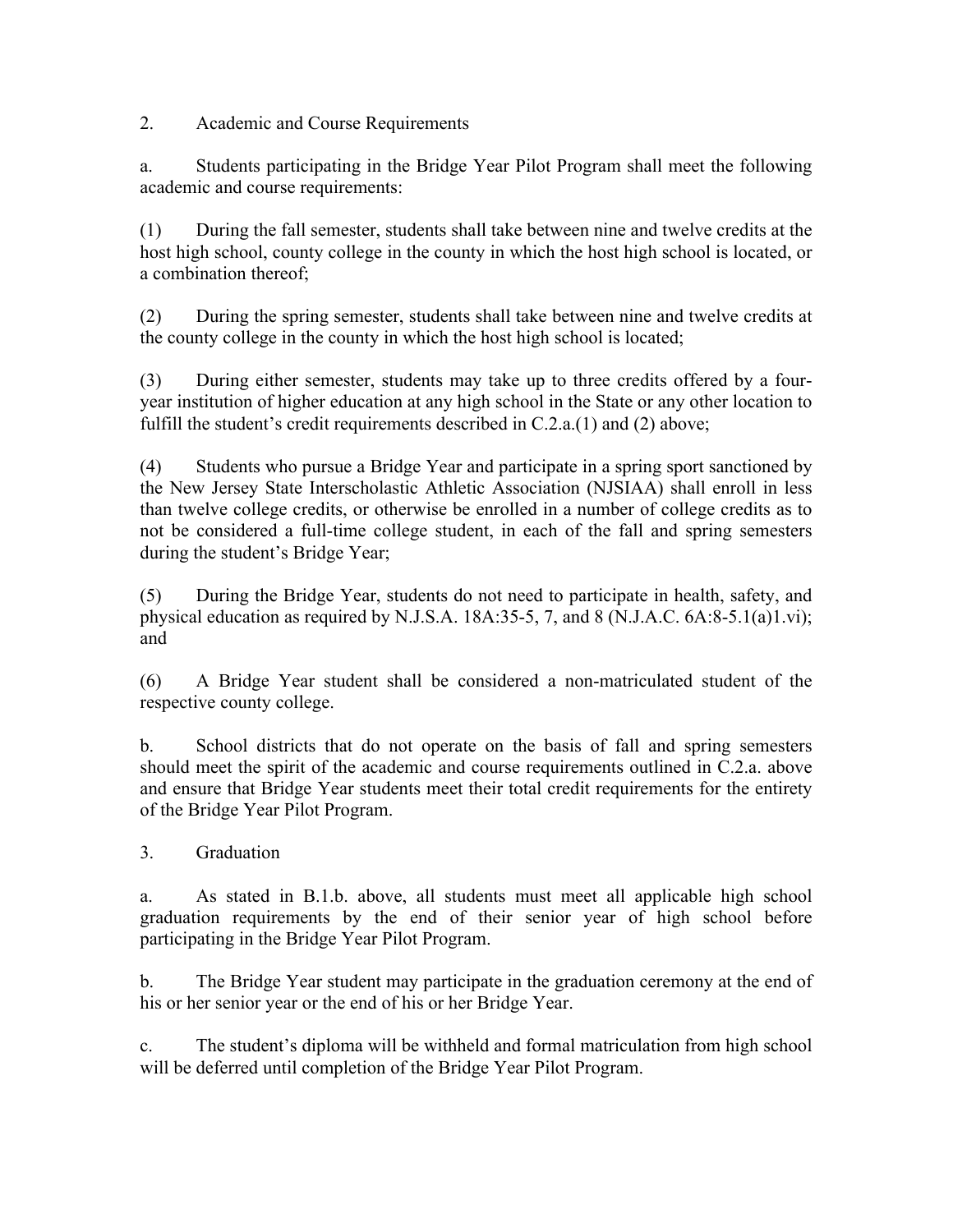2. Academic and Course Requirements

a. Students participating in the Bridge Year Pilot Program shall meet the following academic and course requirements:

(1) During the fall semester, students shall take between nine and twelve credits at the host high school, county college in the county in which the host high school is located, or a combination thereof;

(2) During the spring semester, students shall take between nine and twelve credits at the county college in the county in which the host high school is located;

(3) During either semester, students may take up to three credits offered by a four-year institution of higher education at any high school in the State or any other location to fulfill the student's credit requirements described in C.2.a.(1) and (2) above;

(4) Students who pursue a Bridge Year and participate in a spring sport sanctioned by the New Jersey State Interscholastic Athletic Association (NJSIAA) shall enroll in less than twelve college credits, or otherwise be enrolled in a number of college credits as to not be considered a full-time college student, in each of the fall and spring semesters during the student's Bridge Year;

(5) During the Bridge Year, students do not need to participate in health, safety, and physical education as required by N.J.S.A. 18A:35-5, 7, and 8 (N.J.A.C. 6A:8-5.1(a)1.vi); and

(6) A Bridge Year student shall be considered a non-matriculated student of the respective county college.

b. School districts that do not operate on the basis of fall and spring semesters should meet the spirit of the academic and course requirements outlined in C.2.a. above and ensure that Bridge Year students meet their total credit requirements for the entirety of the Bridge Year Pilot Program.

3. Graduation

a. As stated in B.1.b. above, all students must meet all applicable high school graduation requirements by the end of their senior year of high school before participating in the Bridge Year Pilot Program.

b. The Bridge Year student may participate in the graduation ceremony at the end of his or her senior year or the end of his or her Bridge Year.

c. The student's diploma will be withheld and formal matriculation from high school will be deferred until completion of the Bridge Year Pilot Program.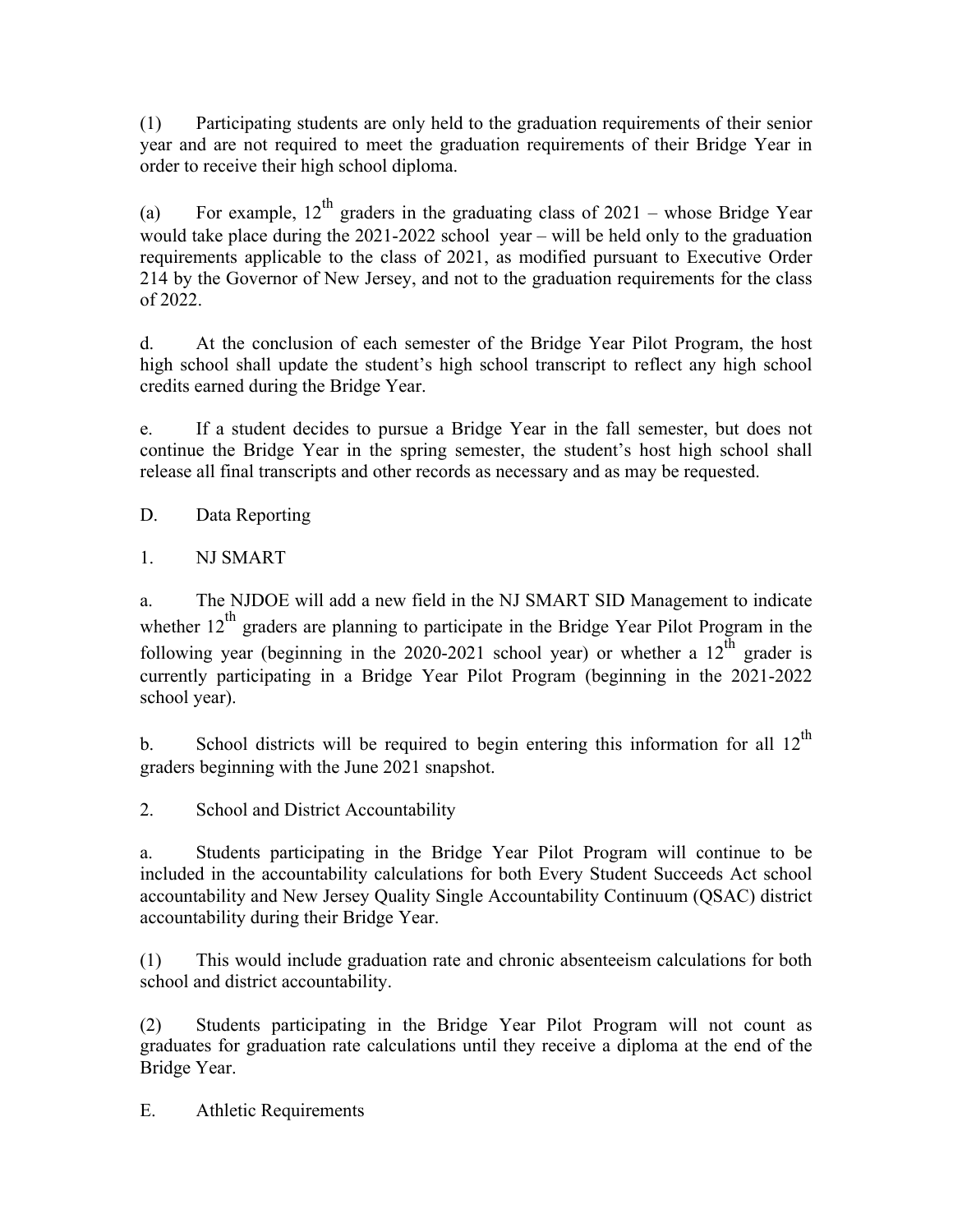(1) Participating students are only held to the graduation requirements of their senior year and are not required to meet the graduation requirements of their Bridge Year in order to receive their high school diploma.

(a) For example, 12th graders in the graduating class of 2021 – whose Bridge Year would take place during the 2021-2022 school year – will be held only to the graduation requirements applicable to the class of 2021, as modified pursuant to Executive Order 214 by the Governor of New Jersey, and not to the graduation requirements for the class of 2022.

d. At the conclusion of each semester of the Bridge Year Pilot Program, the host high school shall update the student's high school transcript to reflect any high school credits earned during the Bridge Year.

e. If a student decides to pursue a Bridge Year in the fall semester, but does not continue the Bridge Year in the spring semester, the student's host high school shall release all final transcripts and other records as necessary and as may be requested.

D. Data Reporting

1. NJ SMART

a. The NJDOE will add a new field in the NJ SMART SID Management to indicate whether 12th graders are planning to participate in the Bridge Year Pilot Program in the following year (beginning in the 2020-2021 school year) or whether a 12th grader is currently participating in a Bridge Year Pilot Program (beginning in the 2021-2022 school year).

b. School districts will be required to begin entering this information for all 12th graders beginning with the June 2021 snapshot.

2. School and District Accountability

a. Students participating in the Bridge Year Pilot Program will continue to be included in the accountability calculations for both Every Student Succeeds Act school accountability and New Jersey Quality Single Accountability Continuum (QSAC) district accountability during their Bridge Year.

(1) This would include graduation rate and chronic absenteeism calculations for both school and district accountability.

(2) Students participating in the Bridge Year Pilot Program will not count as graduates for graduation rate calculations until they receive a diploma at the end of the Bridge Year.

E. Athletic Requirements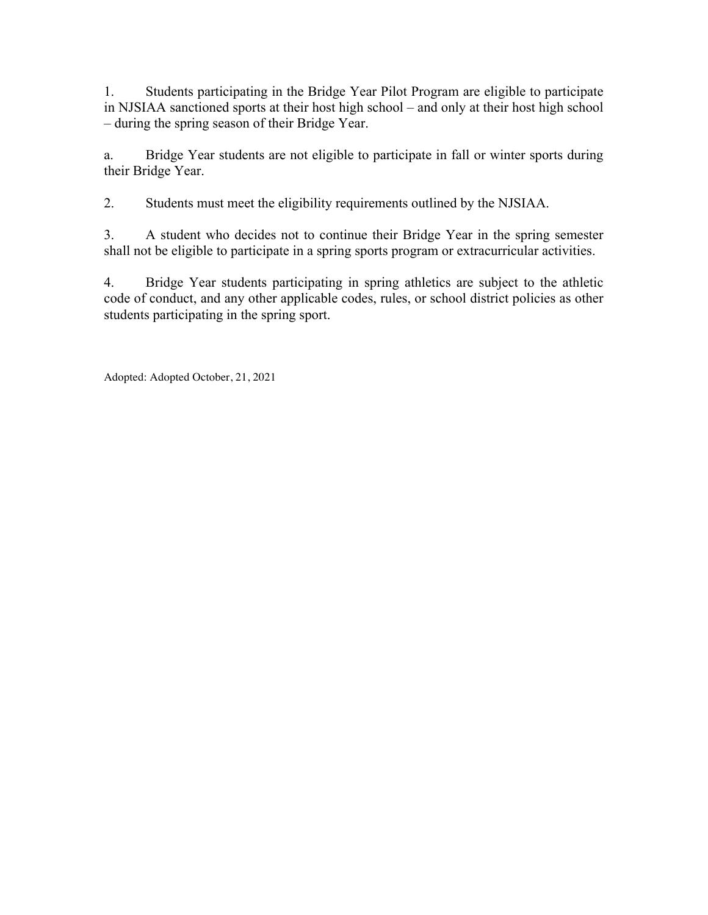1. Students participating in the Bridge Year Pilot Program are eligible to participate in NJSIAA sanctioned sports at their host high school – and only at their host high school – during the spring season of their Bridge Year.

a. Bridge Year students are not eligible to participate in fall or winter sports during their Bridge Year.

2. Students must meet the eligibility requirements outlined by the NJSIAA.

3. A student who decides not to continue their Bridge Year in the spring semester shall not be eligible to participate in a spring sports program or extracurricular activities.

4. Bridge Year students participating in spring athletics are subject to the athletic code of conduct, and any other applicable codes, rules, or school district policies as other students participating in the spring sport.

Adopted: Adopted October, 21, 2021